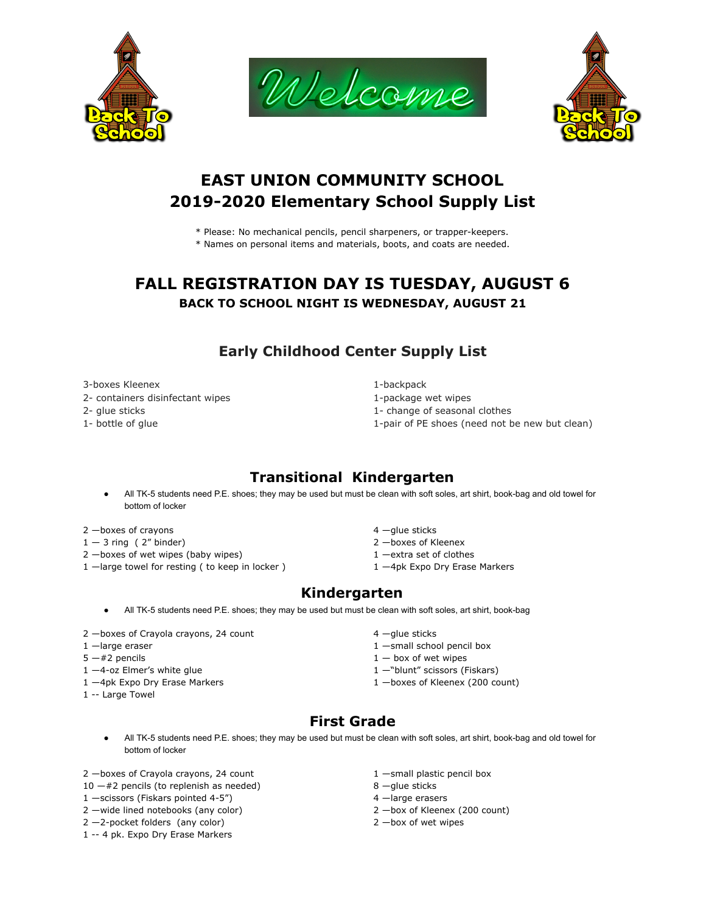# EAST UNION COMMUNITY SCHOOL
# 2019-2020 Elementary School Supply List

* Please: No mechanical pencils, pencil sharpeners, or trapper-keepers.
* Names on personal items and materials, boots, and coats are needed.

## FALL REGISTRATION DAY IS TUESDAY, AUGUST 6

### BACK TO SCHOOL NIGHT IS WEDNESDAY, AUGUST 21

## Early Childhood Center Supply List

3-boxes Kleenex
2- containers disinfectant wipes
2- glue sticks
1- bottle of glue
1-backpack
1-package wet wipes
1- change of seasonal clothes
1-pair of PE shoes (need not be new but clean)

## Transitional Kindergarten

- All TK-5 students need P.E. shoes; they may be used but must be clean with soft soles, art shirt, book-bag and old towel for bottom of locker

2 —boxes of crayons
1 — 3 ring ( 2" binder)
2 —boxes of wet wipes (baby wipes)
1 —large towel for resting ( to keep in locker )
4 —glue sticks
2 —boxes of Kleenex
1 —extra set of clothes
1 —4pk Expo Dry Erase Markers

## Kindergarten

- All TK-5 students need P.E. shoes; they may be used but must be clean with soft soles, art shirt, book-bag

2 —boxes of Crayola crayons, 24 count
1 —large eraser
5 —#2 pencils
1 —4-oz Elmer's white glue
1 —4pk Expo Dry Erase Markers
1 -- Large Towel
4 —glue sticks
1 —small school pencil box
1 — box of wet wipes
1 —"blunt" scissors (Fiskars)
1 —boxes of Kleenex (200 count)

## First Grade

- All TK-5 students need P.E. shoes; they may be used but must be clean with soft soles, art shirt, book-bag and old towel for bottom of locker

2 —boxes of Crayola crayons, 24 count
10 —#2 pencils (to replenish as needed)
1 —scissors (Fiskars pointed 4-5")
2 —wide lined notebooks (any color)
2 —2-pocket folders (any color)
1 -- 4 pk. Expo Dry Erase Markers
1 —small plastic pencil box
8 —glue sticks
4 —large erasers
2 —box of Kleenex (200 count)
2 —box of wet wipes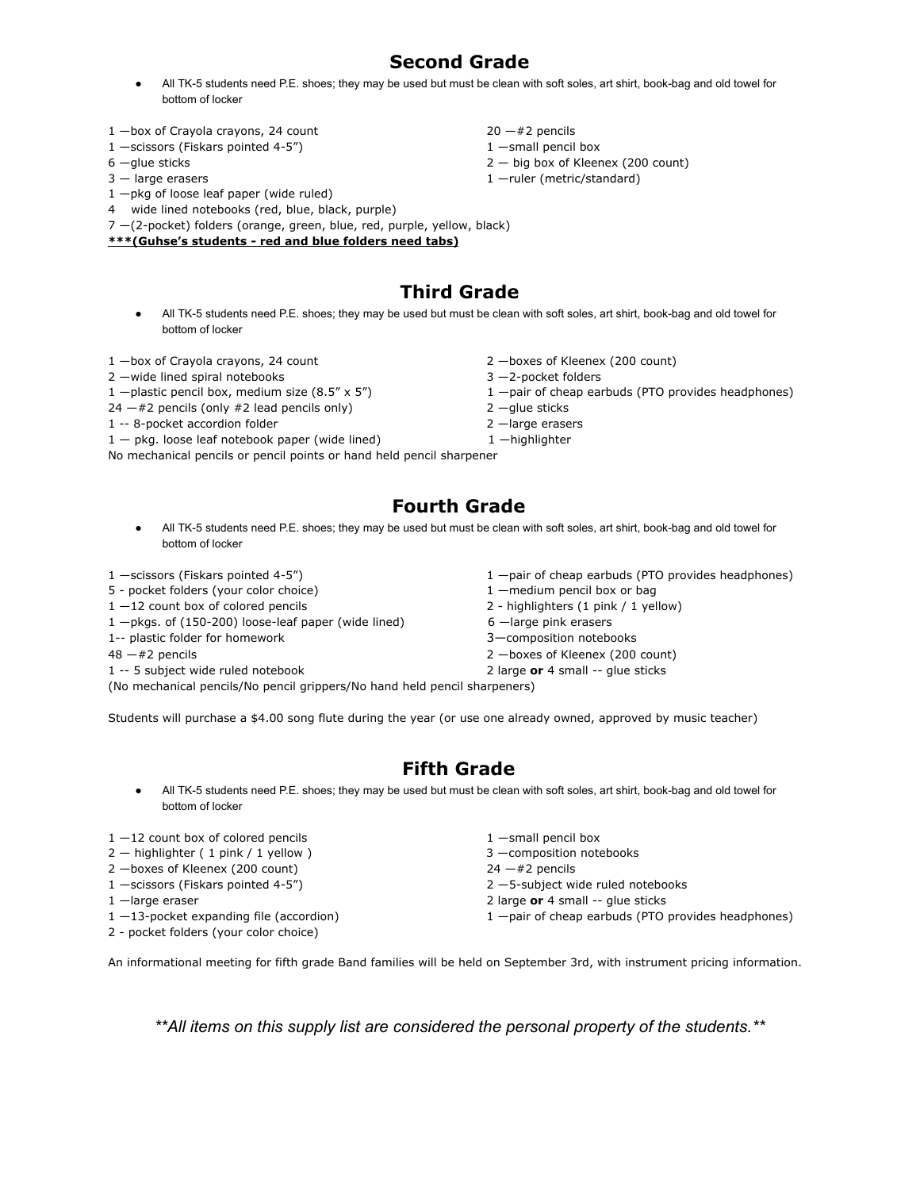## Second Grade

- All TK-5 students need P.E. shoes; they may be used but must be clean with soft soles, art shirt, book-bag and old towel for bottom of locker

1 —box of Crayola crayons, 24 count
1 —scissors (Fiskars pointed 4-5")
6 —glue sticks
3 — large erasers
1 —pkg of loose leaf paper (wide ruled)
4 wide lined notebooks (red, blue, black, purple)
7 —(2-pocket) folders (orange, green, blue, red, purple, yellow, black)
**<u>***(Guhse's students - red and blue folders need tabs)</u>**
20 —#2 pencils
1 —small pencil box
2 — big box of Kleenex (200 count)
1 —ruler (metric/standard)

## Third Grade

- All TK-5 students need P.E. shoes; they may be used but must be clean with soft soles, art shirt, book-bag and old towel for bottom of locker

1 —box of Crayola crayons, 24 count
2 —wide lined spiral notebooks
1 —plastic pencil box, medium size (8.5" x 5")
24 —#2 pencils (only #2 lead pencils only)
1 -- 8-pocket accordion folder
1 — pkg. loose leaf notebook paper (wide lined)
2 —boxes of Kleenex (200 count)
3 —2-pocket folders
1 —pair of cheap earbuds (PTO provides headphones)
2 —glue sticks
2 —large erasers
1 —highlighter
No mechanical pencils or pencil points or hand held pencil sharpener

## Fourth Grade

- All TK-5 students need P.E. shoes; they may be used but must be clean with soft soles, art shirt, book-bag and old towel for bottom of locker

1 —scissors (Fiskars pointed 4-5")
5 - pocket folders (your color choice)
1 —12 count box of colored pencils
1 —pkgs. of (150-200) loose-leaf paper (wide lined)
1-- plastic folder for homework
48 —#2 pencils
1 -- 5 subject wide ruled notebook
1 —pair of cheap earbuds (PTO provides headphones)
1 —medium pencil box or bag
2 - highlighters (1 pink / 1 yellow)
6 —large pink erasers
3—composition notebooks
2 —boxes of Kleenex (200 count)
2 large **or** 4 small -- glue sticks
(No mechanical pencils/No pencil grippers/No hand held pencil sharpeners)

Students will purchase a $4.00 song flute during the year (or use one already owned, approved by music teacher)

## Fifth Grade

- All TK-5 students need P.E. shoes; they may be used but must be clean with soft soles, art shirt, book-bag and old towel for bottom of locker

1 —12 count box of colored pencils
2 — highlighter ( 1 pink / 1 yellow )
2 —boxes of Kleenex (200 count)
1 —scissors (Fiskars pointed 4-5")
1 —large eraser
1 —13-pocket expanding file (accordion)
2 - pocket folders (your color choice)
1 —small pencil box
3 —composition notebooks
24 —#2 pencils
2 —5-subject wide ruled notebooks
2 large **or** 4 small -- glue sticks
1 —pair of cheap earbuds (PTO provides headphones)

An informational meeting for fifth grade Band families will be held on September 3rd, with instrument pricing information.

***\*All items on this supply list are considered the personal property of the students.\****